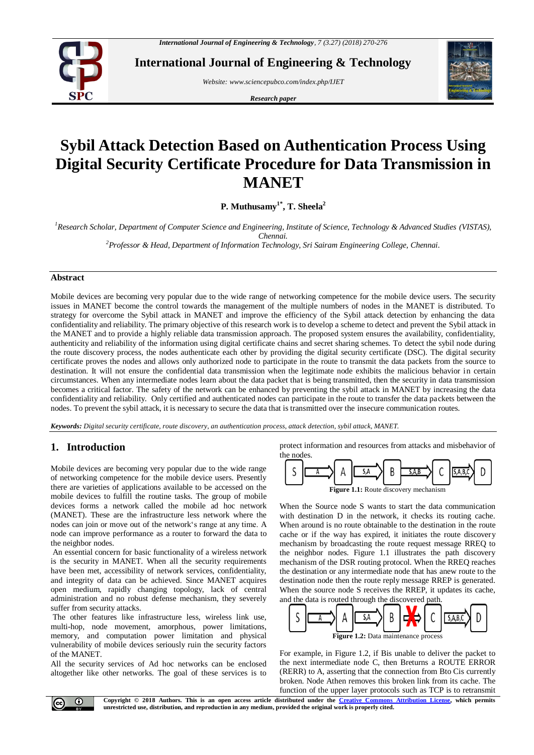# Sybil Attack Detection Based on Authentication Process Using Digital Security Certificate Procedure for Data Transmission in MANET

**P. Muthusamy[1*], T. Sheela[2]**

*[1]Research Scholar, Department of Computer Science and Engineering, Institute of Science, Technology & Advanced Studies (VISTAS), Chennai.*
*[2]Professor & Head, Department of Information Technology, Sri Sairam Engineering College, Chennai.*

## Abstract

Mobile devices are becoming very popular due to the wide range of networking competence for the mobile device users. The security issues in MANET become the control towards the management of the multiple numbers of nodes in the MANET is distributed. To strategy for overcome the Sybil attack in MANET and improve the efficiency of the Sybil attack detection by enhancing the data confidentiality and reliability. The primary objective of this research work is to develop a scheme to detect and prevent the Sybil attack in the MANET and to provide a highly reliable data transmission approach. The proposed system ensures the availability, confidentiality, authenticity and reliability of the information using digital certificate chains and secret sharing schemes. To detect the sybil node during the route discovery process, the nodes authenticate each other by providing the digital security certificate (DSC). The digital security certificate proves the nodes and allows only authorized node to participate in the route to transmit the data packets from the source to destination. It will not ensure the confidential data transmission when the legitimate node exhibits the malicious behavior in certain circumstances. When any intermediate nodes learn about the data packet that is being transmitted, then the security in data transmission becomes a critical factor. The safety of the network can be enhanced by preventing the sybil attack in MANET by increasing the data confidentiality and reliability. Only certified and authenticated nodes can participate in the route to transfer the data packets between the nodes. To prevent the sybil attack, it is necessary to secure the data that is transmitted over the insecure communication routes.

***Keywords:*** *Digital security certificate, route discovery, an authentication process, attack detection, sybil attack, MANET.*

## 1. Introduction

Mobile devices are becoming very popular due to the wide range of networking competence for the mobile device users. Presently there are varieties of applications available to be accessed on the mobile devices to fulfill the routine tasks. The group of mobile devices forms a network called the mobile ad hoc network (MANET). These are the infrastructure less network where the nodes can join or move out of the network's range at any time. A node can improve performance as a router to forward the data to the neighbor nodes.

An essential concern for basic functionality of a wireless network is the security in MANET. When all the security requirements have been met, accessibility of network services, confidentiality, and integrity of data can be achieved. Since MANET acquires open medium, rapidly changing topology, lack of central administration and no robust defense mechanism, they severely suffer from security attacks.

The other features like infrastructure less, wireless link use, multi-hop, node movement, amorphous, power limitations, memory, and computation power limitation and physical vulnerability of mobile devices seriously ruin the security factors of the MANET.

All the security services of Ad hoc networks can be enclosed altogether like other networks. The goal of these services is to protect information and resources from attacks and misbehavior of the nodes.

S → [A] → A → [S,A] → B → [S,A,B] → C → [S,A,B,C] → D

**Figure 1.1:** Route discovery mechanism

When the Source node S wants to start the data communication with destination D in the network, it checks its routing cache. When around is no route obtainable to the destination in the route cache or if the way has expired, it initiates the route discovery mechanism by broadcasting the route request message RREQ to the neighbor nodes. Figure 1.1 illustrates the path discovery mechanism of the DSR routing protocol. When the RREQ reaches the destination or any intermediate node that has anew route to the destination node then the route reply message RREP is generated. When the source node S receives the RREP, it updates its cache, and the data is routed through the discovered path.

S → [A] → A → [S,A] → B ✗ C → [S,A,B,C] → D

**Figure 1.2:** Data maintenance process

For example, in Figure 1.2, if Bis unable to deliver the packet to the next intermediate node C, then Breturns a ROUTE ERROR (RERR) to A, asserting that the connection from Bto Cis currently broken. Node Athen removes this broken link from its cache. The function of the upper layer protocols such as TCP is to retransmit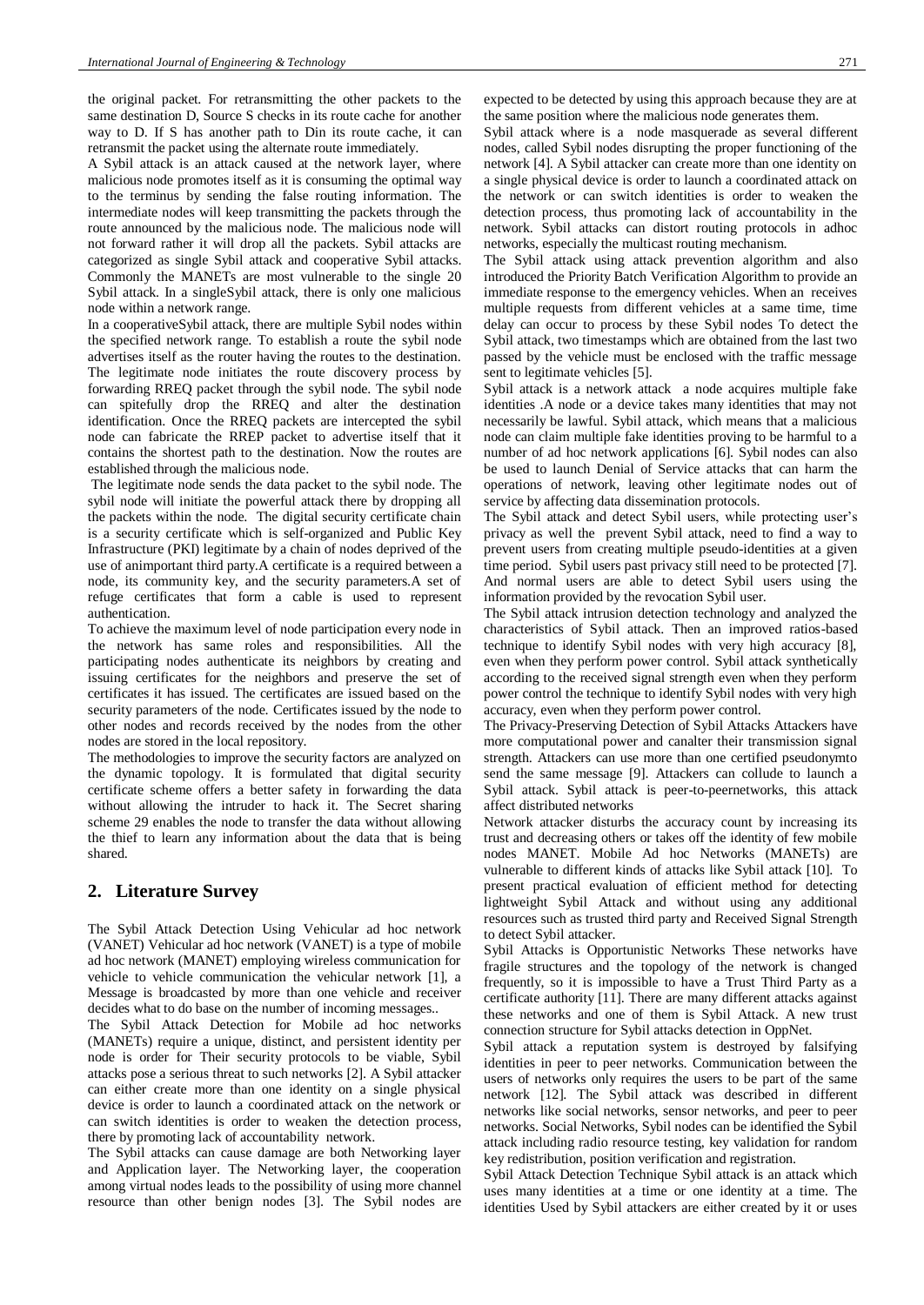the original packet. For retransmitting the other packets to the same destination D, Source S checks in its route cache for another way to D. If S has another path to Din its route cache, it can retransmit the packet using the alternate route immediately.

A Sybil attack is an attack caused at the network layer, where malicious node promotes itself as it is consuming the optimal way to the terminus by sending the false routing information. The intermediate nodes will keep transmitting the packets through the route announced by the malicious node. The malicious node will not forward rather it will drop all the packets. Sybil attacks are categorized as single Sybil attack and cooperative Sybil attacks. Commonly the MANETs are most vulnerable to the single 20 Sybil attack. In a singleSybil attack, there is only one malicious node within a network range.

In a cooperativeSybil attack, there are multiple Sybil nodes within the specified network range. To establish a route the sybil node advertises itself as the router having the routes to the destination. The legitimate node initiates the route discovery process by forwarding RREQ packet through the sybil node. The sybil node can spitefully drop the RREQ and alter the destination identification. Once the RREQ packets are intercepted the sybil node can fabricate the RREP packet to advertise itself that it contains the shortest path to the destination. Now the routes are established through the malicious node.

The legitimate node sends the data packet to the sybil node. The sybil node will initiate the powerful attack there by dropping all the packets within the node. The digital security certificate chain is a security certificate which is self-organized and Public Key Infrastructure (PKI) legitimate by a chain of nodes deprived of the use of animportant third party.A certificate is a required between a node, its community key, and the security parameters.A set of refuge certificates that form a cable is used to represent authentication.

To achieve the maximum level of node participation every node in the network has same roles and responsibilities. All the participating nodes authenticate its neighbors by creating and issuing certificates for the neighbors and preserve the set of certificates it has issued. The certificates are issued based on the security parameters of the node. Certificates issued by the node to other nodes and records received by the nodes from the other nodes are stored in the local repository.

The methodologies to improve the security factors are analyzed on the dynamic topology. It is formulated that digital security certificate scheme offers a better safety in forwarding the data without allowing the intruder to hack it. The Secret sharing scheme 29 enables the node to transfer the data without allowing the thief to learn any information about the data that is being shared.

## 2. Literature Survey

The Sybil Attack Detection Using Vehicular ad hoc network (VANET) Vehicular ad hoc network (VANET) is a type of mobile ad hoc network (MANET) employing wireless communication for vehicle to vehicle communication the vehicular network [1], a Message is broadcasted by more than one vehicle and receiver decides what to do base on the number of incoming messages..

The Sybil Attack Detection for Mobile ad hoc networks (MANETs) require a unique, distinct, and persistent identity per node is order for Their security protocols to be viable, Sybil attacks pose a serious threat to such networks [2]. A Sybil attacker can either create more than one identity on a single physical device is order to launch a coordinated attack on the network or can switch identities is order to weaken the detection process, there by promoting lack of accountability network.

The Sybil attacks can cause damage are both Networking layer and Application layer. The Networking layer, the cooperation among virtual nodes leads to the possibility of using more channel resource than other benign nodes [3]. The Sybil nodes are expected to be detected by using this approach because they are at the same position where the malicious node generates them.

Sybil attack where is a node masquerade as several different nodes, called Sybil nodes disrupting the proper functioning of the network [4]. A Sybil attacker can create more than one identity on a single physical device is order to launch a coordinated attack on the network or can switch identities is order to weaken the detection process, thus promoting lack of accountability in the network. Sybil attacks can distort routing protocols in adhoc networks, especially the multicast routing mechanism.

The Sybil attack using attack prevention algorithm and also introduced the Priority Batch Verification Algorithm to provide an immediate response to the emergency vehicles. When an receives multiple requests from different vehicles at a same time, time delay can occur to process by these Sybil nodes To detect the Sybil attack, two timestamps which are obtained from the last two passed by the vehicle must be enclosed with the traffic message sent to legitimate vehicles [5].

Sybil attack is a network attack a node acquires multiple fake identities .A node or a device takes many identities that may not necessarily be lawful. Sybil attack, which means that a malicious node can claim multiple fake identities proving to be harmful to a number of ad hoc network applications [6]. Sybil nodes can also be used to launch Denial of Service attacks that can harm the operations of network, leaving other legitimate nodes out of service by affecting data dissemination protocols.

The Sybil attack and detect Sybil users, while protecting user's privacy as well the prevent Sybil attack, need to find a way to prevent users from creating multiple pseudo-identities at a given time period. Sybil users past privacy still need to be protected [7]. And normal users are able to detect Sybil users using the information provided by the revocation Sybil user.

The Sybil attack intrusion detection technology and analyzed the characteristics of Sybil attack. Then an improved ratios-based technique to identify Sybil nodes with very high accuracy [8], even when they perform power control. Sybil attack synthetically according to the received signal strength even when they perform power control the technique to identify Sybil nodes with very high accuracy, even when they perform power control.

The Privacy-Preserving Detection of Sybil Attacks Attackers have more computational power and canalter their transmission signal strength. Attackers can use more than one certified pseudonymto send the same message [9]. Attackers can collude to launch a Sybil attack. Sybil attack is peer-to-peernetworks, this attack affect distributed networks

Network attacker disturbs the accuracy count by increasing its trust and decreasing others or takes off the identity of few mobile nodes MANET. Mobile Ad hoc Networks (MANETs) are vulnerable to different kinds of attacks like Sybil attack [10]. To present practical evaluation of efficient method for detecting lightweight Sybil Attack and without using any additional resources such as trusted third party and Received Signal Strength to detect Sybil attacker.

Sybil Attacks is Opportunistic Networks These networks have fragile structures and the topology of the network is changed frequently, so it is impossible to have a Trust Third Party as a certificate authority [11]. There are many different attacks against these networks and one of them is Sybil Attack. A new trust connection structure for Sybil attacks detection in OppNet.

Sybil attack a reputation system is destroyed by falsifying identities in peer to peer networks. Communication between the users of networks only requires the users to be part of the same network [12]. The Sybil attack was described in different networks like social networks, sensor networks, and peer to peer networks. Social Networks, Sybil nodes can be identified the Sybil attack including radio resource testing, key validation for random key redistribution, position verification and registration.

Sybil Attack Detection Technique Sybil attack is an attack which uses many identities at a time or one identity at a time. The identities Used by Sybil attackers are either created by it or uses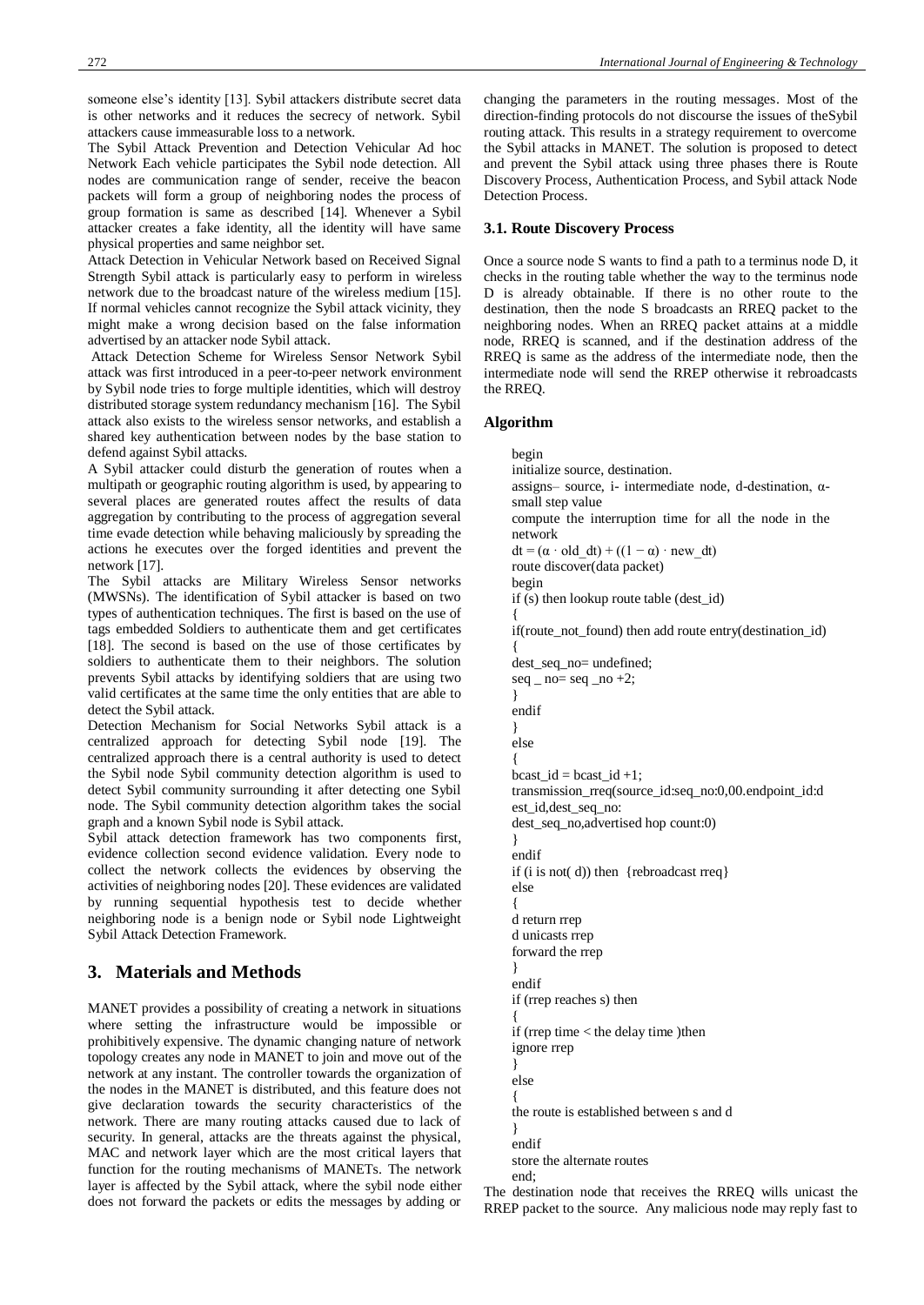someone else's identity [13]. Sybil attackers distribute secret data is other networks and it reduces the secrecy of network. Sybil attackers cause immeasurable loss to a network.

The Sybil Attack Prevention and Detection Vehicular Ad hoc Network Each vehicle participates the Sybil node detection. All nodes are communication range of sender, receive the beacon packets will form a group of neighboring nodes the process of group formation is same as described [14]. Whenever a Sybil attacker creates a fake identity, all the identity will have same physical properties and same neighbor set.

Attack Detection in Vehicular Network based on Received Signal Strength Sybil attack is particularly easy to perform in wireless network due to the broadcast nature of the wireless medium [15]. If normal vehicles cannot recognize the Sybil attack vicinity, they might make a wrong decision based on the false information advertised by an attacker node Sybil attack.

Attack Detection Scheme for Wireless Sensor Network Sybil attack was first introduced in a peer-to-peer network environment by Sybil node tries to forge multiple identities, which will destroy distributed storage system redundancy mechanism [16]. The Sybil attack also exists to the wireless sensor networks, and establish a shared key authentication between nodes by the base station to defend against Sybil attacks.

A Sybil attacker could disturb the generation of routes when a multipath or geographic routing algorithm is used, by appearing to several places are generated routes affect the results of data aggregation by contributing to the process of aggregation several time evade detection while behaving maliciously by spreading the actions he executes over the forged identities and prevent the network [17].

The Sybil attacks are Military Wireless Sensor networks (MWSNs). The identification of Sybil attacker is based on two types of authentication techniques. The first is based on the use of tags embedded Soldiers to authenticate them and get certificates [18]. The second is based on the use of those certificates by soldiers to authenticate them to their neighbors. The solution prevents Sybil attacks by identifying soldiers that are using two valid certificates at the same time the only entities that are able to detect the Sybil attack.

Detection Mechanism for Social Networks Sybil attack is a centralized approach for detecting Sybil node [19]. The centralized approach there is a central authority is used to detect the Sybil node Sybil community detection algorithm is used to detect Sybil community surrounding it after detecting one Sybil node. The Sybil community detection algorithm takes the social graph and a known Sybil node is Sybil attack.

Sybil attack detection framework has two components first, evidence collection second evidence validation. Every node to collect the network collects the evidences by observing the activities of neighboring nodes [20]. These evidences are validated by running sequential hypothesis test to decide whether neighboring node is a benign node or Sybil node Lightweight Sybil Attack Detection Framework.

# 3. Materials and Methods

MANET provides a possibility of creating a network in situations where setting the infrastructure would be impossible or prohibitively expensive. The dynamic changing nature of network topology creates any node in MANET to join and move out of the network at any instant. The controller towards the organization of the nodes in the MANET is distributed, and this feature does not give declaration towards the security characteristics of the network. There are many routing attacks caused due to lack of security. In general, attacks are the threats against the physical, MAC and network layer which are the most critical layers that function for the routing mechanisms of MANETs. The network layer is affected by the Sybil attack, where the sybil node either does not forward the packets or edits the messages by adding or changing the parameters in the routing messages. Most of the direction-finding protocols do not discourse the issues of theSybil routing attack. This results in a strategy requirement to overcome the Sybil attacks in MANET. The solution is proposed to detect and prevent the Sybil attack using three phases there is Route Discovery Process, Authentication Process, and Sybil attack Node Detection Process.

## 3.1. Route Discovery Process

Once a source node S wants to find a path to a terminus node D, it checks in the routing table whether the way to the terminus node D is already obtainable. If there is no other route to the destination, then the node S broadcasts an RREQ packet to the neighboring nodes. When an RREQ packet attains at a middle node, RREQ is scanned, and if the destination address of the RREQ is same as the address of the intermediate node, then the intermediate node will send the RREP otherwise it rebroadcasts the RREQ.

**Algorithm**

```
begin
initialize source, destination.
assigns– source, i- intermediate node, d-destination, α-small step value
compute the interruption time for all the node in the network
dt = (α · old_dt) + ((1 − α) · new_dt)
route discover(data packet)
begin
if (s) then lookup route table (dest_id)
{
if(route_not_found) then add route entry(destination_id)
{
dest_seq_no= undefined;
seq _ no= seq _no +2;
}
endif
}
else
{
bcast_id = bcast_id +1;
transmission_rreq(source_id:seq_no:0,00.endpoint_id:d
est_id,dest_seq_no:
dest_seq_no,advertised hop count:0)
}
endif
if (i is not( d)) then {rebroadcast rreq}
else
{
d return rrep
d unicasts rrep
forward the rrep
}
endif
if (rrep reaches s) then
{
if (rrep time < the delay time )then
ignore rrep
}
else
{
the route is established between s and d
}
endif
store the alternate routes
end;
```

The destination node that receives the RREQ wills unicast the RREP packet to the source. Any malicious node may reply fast to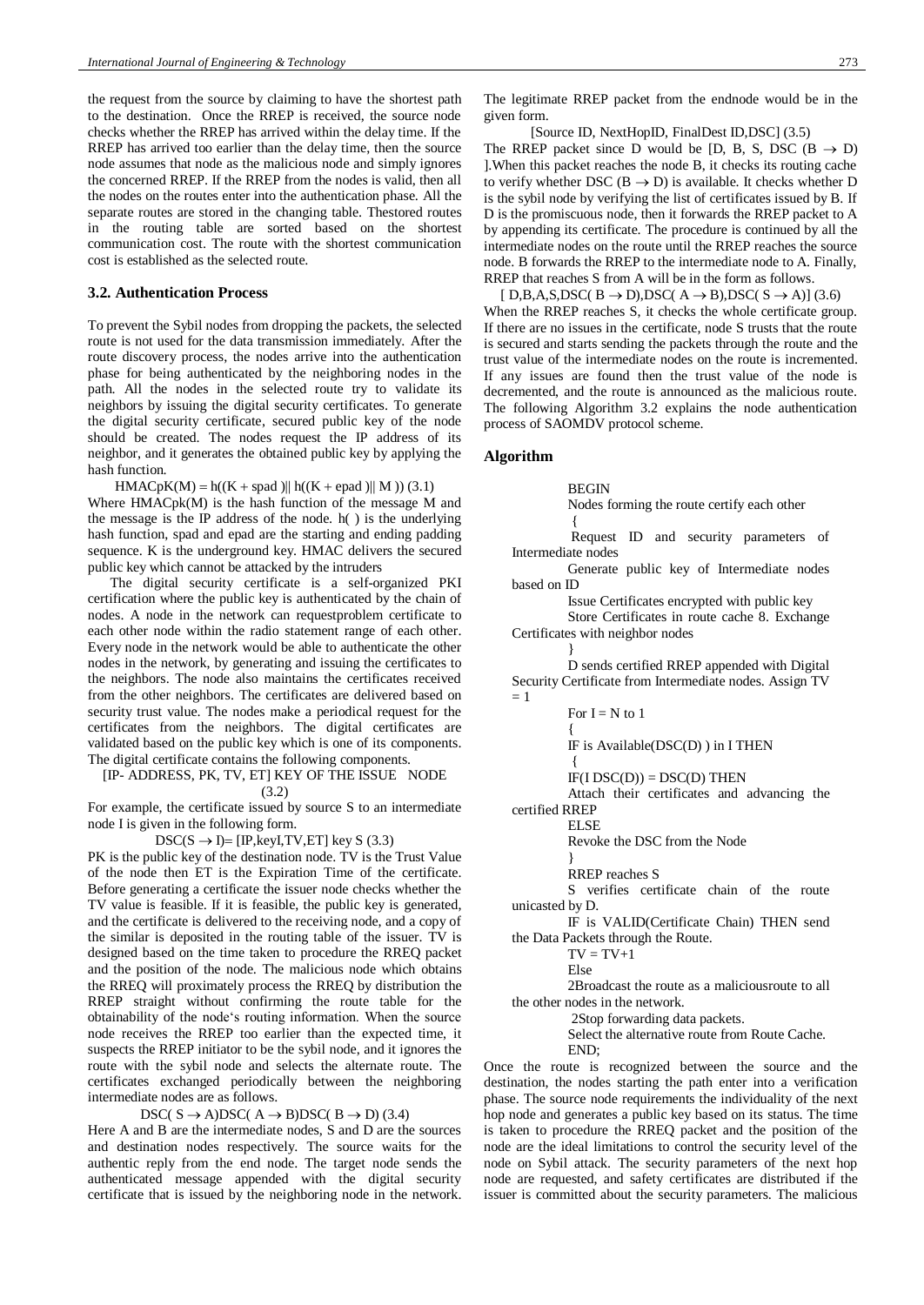the request from the source by claiming to have the shortest path to the destination. Once the RREP is received, the source node checks whether the RREP has arrived within the delay time. If the RREP has arrived too earlier than the delay time, then the source node assumes that node as the malicious node and simply ignores the concerned RREP. If the RREP from the nodes is valid, then all the nodes on the routes enter into the authentication phase. All the separate routes are stored in the changing table. Thestored routes in the routing table are sorted based on the shortest communication cost. The route with the shortest communication cost is established as the selected route.

### 3.2. Authentication Process

To prevent the Sybil nodes from dropping the packets, the selected route is not used for the data transmission immediately. After the route discovery process, the nodes arrive into the authentication phase for being authenticated by the neighboring nodes in the path. All the nodes in the selected route try to validate its neighbors by issuing the digital security certificates. To generate the digital security certificate, secured public key of the node should be created. The nodes request the IP address of its neighbor, and it generates the obtained public key by applying the hash function.

$$HMACpK(M) = h((K + spad)\| h((K + epad)\| M)) \quad (3.1)$$

Where HMACpk(M) is the hash function of the message M and the message is the IP address of the node. h( ) is the underlying hash function, spad and epad are the starting and ending padding sequence. K is the underground key. HMAC delivers the secured public key which cannot be attacked by the intruders

The digital security certificate is a self-organized PKI certification where the public key is authenticated by the chain of nodes. A node in the network can requestproblem certificate to each other node within the radio statement range of each other. Every node in the network would be able to authenticate the other nodes in the network, by generating and issuing the certificates to the neighbors. The node also maintains the certificates received from the other neighbors. The certificates are delivered based on security trust value. The nodes make a periodical request for the certificates from the neighbors. The digital certificates are validated based on the public key which is one of its components. The digital certificate contains the following components.

[IP- ADDRESS, PK, TV, ET] KEY OF THE ISSUE NODE (3.2)

For example, the certificate issued by source S to an intermediate node I is given in the following form.

$$DSC(S \rightarrow I) = [IP, keyI, TV, ET]\ key\ S \quad (3.3)$$

PK is the public key of the destination node. TV is the Trust Value of the node then ET is the Expiration Time of the certificate. Before generating a certificate the issuer node checks whether the TV value is feasible. If it is feasible, the public key is generated, and the certificate is delivered to the receiving node, and a copy of the similar is deposited in the routing table of the issuer. TV is designed based on the time taken to procedure the RREQ packet and the position of the node. The malicious node which obtains the RREQ will proximately process the RREQ by distribution the RREP straight without confirming the route table for the obtainability of the node's routing information. When the source node receives the RREP too earlier than the expected time, it suspects the RREP initiator to be the sybil node, and it ignores the route with the sybil node and selects the alternate route. The certificates exchanged periodically between the neighboring intermediate nodes are as follows.

$$DSC(S \rightarrow A)DSC(A \rightarrow B)DSC(B \rightarrow D) \quad (3.4)$$

Here A and B are the intermediate nodes, S and D are the sources and destination nodes respectively. The source waits for the authentic reply from the end node. The target node sends the authenticated message appended with the digital security certificate that is issued by the neighboring node in the network. The legitimate RREP packet from the endnode would be in the given form.

[Source ID, NextHopID, FinalDest ID,DSC] (3.5)

The RREP packet since D would be [D, B, S, DSC $(B \rightarrow D)$ ].When this packet reaches the node B, it checks its routing cache to verify whether DSC $(B \rightarrow D)$ is available. It checks whether D is the sybil node by verifying the list of certificates issued by B. If D is the promiscuous node, then it forwards the RREP packet to A by appending its certificate. The procedure is continued by all the intermediate nodes on the route until the RREP reaches the source node. B forwards the RREP to the intermediate node to A. Finally, RREP that reaches S from A will be in the form as follows.

$$[D, B, A, S, DSC(B \rightarrow D), DSC(A \rightarrow B), DSC(S \rightarrow A)] \quad (3.6)$$

When the RREP reaches S, it checks the whole certificate group. If there are no issues in the certificate, node S trusts that the route is secured and starts sending the packets through the route and the trust value of the intermediate nodes on the route is incremented. If any issues are found then the trust value of the node is decremented, and the route is announced as the malicious route. The following Algorithm 3.2 explains the node authentication process of SAOMDV protocol scheme.

### Algorithm

```
BEGIN
Nodes forming the route certify each other
{
Request ID and security parameters of Intermediate nodes
Generate public key of Intermediate nodes based on ID
Issue Certificates encrypted with public key
Store Certificates in route cache 8. Exchange Certificates with neighbor nodes
}
D sends certified RREP appended with Digital Security Certificate from Intermediate nodes. Assign TV = 1
For I = N to 1
{
IF is Available(DSC(D) ) in I THEN
{
IF(I DSC(D)) = DSC(D) THEN
Attach their certificates and advancing the certified RREP
ELSE
Revoke the DSC from the Node
}
RREP reaches S
S verifies certificate chain of the route unicasted by D.
IF is VALID(Certificate Chain) THEN send the Data Packets through the Route.
TV = TV+1
Else
2Broadcast the route as a maliciousroute to all the other nodes in the network.
2Stop forwarding data packets.
Select the alternative route from Route Cache.
END;
```

Once the route is recognized between the source and the destination, the nodes starting the path enter into a verification phase. The source node requirements the individuality of the next hop node and generates a public key based on its status. The time is taken to procedure the RREQ packet and the position of the node are the ideal limitations to control the security level of the node on Sybil attack. The security parameters of the next hop node are requested, and safety certificates are distributed if the issuer is committed about the security parameters. The malicious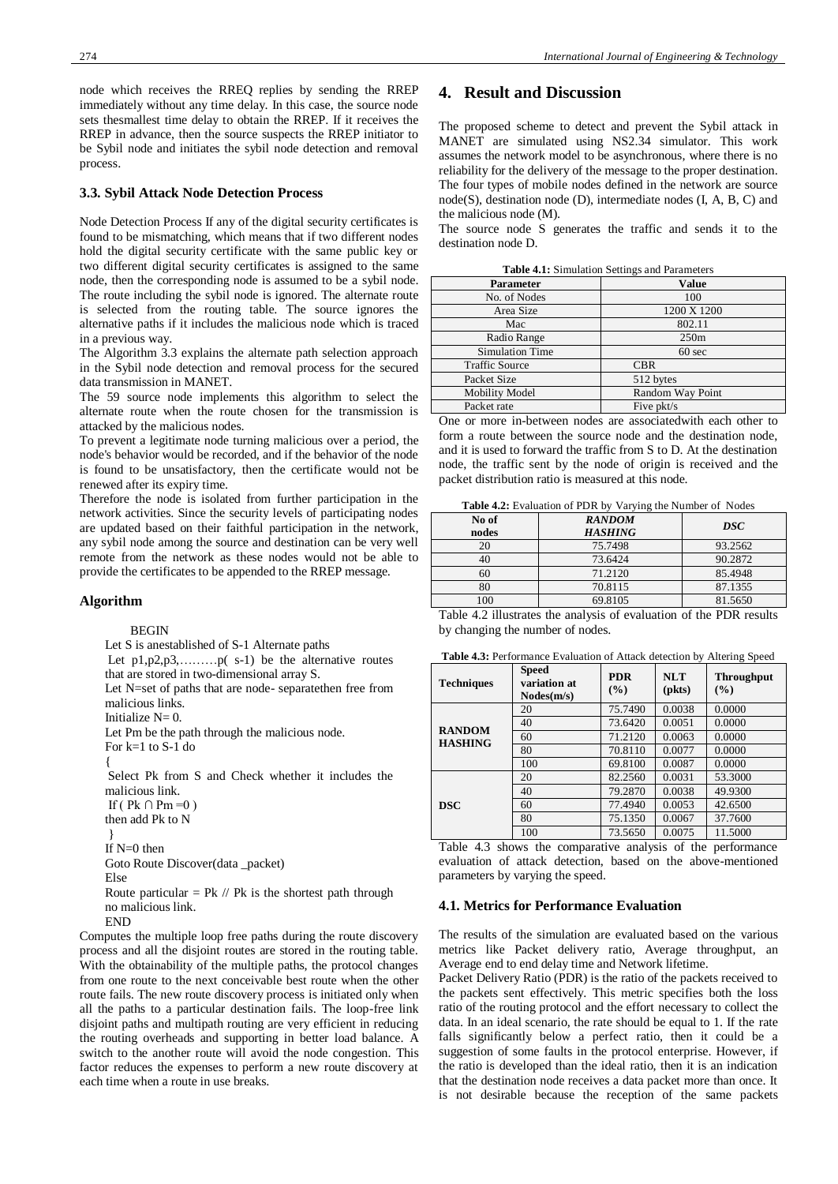node which receives the RREQ replies by sending the RREP immediately without any time delay. In this case, the source node sets thesmallest time delay to obtain the RREP. If it receives the RREP in advance, then the source suspects the RREP initiator to be Sybil node and initiates the sybil node detection and removal process.

### 3.3. Sybil Attack Node Detection Process

Node Detection Process If any of the digital security certificates is found to be mismatching, which means that if two different nodes hold the digital security certificate with the same public key or two different digital security certificates is assigned to the same node, then the corresponding node is assumed to be a sybil node. The route including the sybil node is ignored. The alternate route is selected from the routing table. The source ignores the alternative paths if it includes the malicious node which is traced in a previous way.

The Algorithm 3.3 explains the alternate path selection approach in the Sybil node detection and removal process for the secured data transmission in MANET.

The 59 source node implements this algorithm to select the alternate route when the route chosen for the transmission is attacked by the malicious nodes.

To prevent a legitimate node turning malicious over a period, the node's behavior would be recorded, and if the behavior of the node is found to be unsatisfactory, then the certificate would not be renewed after its expiry time.

Therefore the node is isolated from further participation in the network activities. Since the security levels of participating nodes are updated based on their faithful participation in the network, any sybil node among the source and destination can be very well remote from the network as these nodes would not be able to provide the certificates to be appended to the RREP message.

### Algorithm

```
BEGIN
Let S is anestablished of S-1 Alternate paths
Let p1,p2,p3,………p( s-1) be the alternative routes
that are stored in two-dimensional array S.
Let N=set of paths that are node- separatethen free from
malicious links.
Initialize N= 0.
Let Pm be the path through the malicious node.
For k=1 to S-1 do
{
 Select Pk from S and Check whether it includes the
malicious link.
 If ( Pk ∩ Pm =0 )
then add Pk to N
 }
If N=0 then
Goto Route Discover(data _packet)
Else
Route particular = Pk // Pk is the shortest path through
no malicious link.
END
```

Computes the multiple loop free paths during the route discovery process and all the disjoint routes are stored in the routing table. With the obtainability of the multiple paths, the protocol changes from one route to the next conceivable best route when the other route fails. The new route discovery process is initiated only when all the paths to a particular destination fails. The loop-free link disjoint paths and multipath routing are very efficient in reducing the routing overheads and supporting in better load balance. A switch to the another route will avoid the node congestion. This factor reduces the expenses to perform a new route discovery at each time when a route in use breaks.

## 4. Result and Discussion

The proposed scheme to detect and prevent the Sybil attack in MANET are simulated using NS2.34 simulator. This work assumes the network model to be asynchronous, where there is no reliability for the delivery of the message to the proper destination. The four types of mobile nodes defined in the network are source node(S), destination node (D), intermediate nodes (I, A, B, C) and the malicious node (M).

The source node S generates the traffic and sends it to the destination node D.

**Table 4.1:** Simulation Settings and Parameters

| Parameter | Value |
|---|---|
| No. of Nodes | 100 |
| Area Size | 1200 X 1200 |
| Mac | 802.11 |
| Radio Range | 250m |
| Simulation Time | 60 sec |
| Traffic Source | CBR |
| Packet Size | 512 bytes |
| Mobility Model | Random Way Point |
| Packet rate | Five pkt/s |

One or more in-between nodes are associatedwith each other to form a route between the source node and the destination node, and it is used to forward the traffic from S to D. At the destination node, the traffic sent by the node of origin is received and the packet distribution ratio is measured at this node.

**Table 4.2:** Evaluation of PDR by Varying the Number of Nodes

| No of nodes | *RANDOM HASHING* | *DSC* |
|---|---|---|
| 20 | 75.7498 | 93.2562 |
| 40 | 73.6424 | 90.2872 |
| 60 | 71.2120 | 85.4948 |
| 80 | 70.8115 | 87.1355 |
| 100 | 69.8105 | 81.5650 |

Table 4.2 illustrates the analysis of evaluation of the PDR results by changing the number of nodes.

**Table 4.3:** Performance Evaluation of Attack detection by Altering Speed

| Techniques | Speed variation at Nodes(m/s) | PDR (%) | NLT (pkts) | Throughput (%) |
|---|---|---|---|---|
| **RANDOM HASHING** | 20 | 75.7490 | 0.0038 | 0.0000 |
| | 40 | 73.6420 | 0.0051 | 0.0000 |
| | 60 | 71.2120 | 0.0063 | 0.0000 |
| | 80 | 70.8110 | 0.0077 | 0.0000 |
| | 100 | 69.8100 | 0.0087 | 0.0000 |
| **DSC** | 20 | 82.2560 | 0.0031 | 53.3000 |
| | 40 | 79.2870 | 0.0038 | 49.9300 |
| | 60 | 77.4940 | 0.0053 | 42.6500 |
| | 80 | 75.1350 | 0.0067 | 37.7600 |
| | 100 | 73.5650 | 0.0075 | 11.5000 |

Table 4.3 shows the comparative analysis of the performance evaluation of attack detection, based on the above-mentioned parameters by varying the speed.

### 4.1. Metrics for Performance Evaluation

The results of the simulation are evaluated based on the various metrics like Packet delivery ratio, Average throughput, an Average end to end delay time and Network lifetime.

Packet Delivery Ratio (PDR) is the ratio of the packets received to the packets sent effectively. This metric specifies both the loss ratio of the routing protocol and the effort necessary to collect the data. In an ideal scenario, the rate should be equal to 1. If the rate falls significantly below a perfect ratio, then it could be a suggestion of some faults in the protocol enterprise. However, if the ratio is developed than the ideal ratio, then it is an indication that the destination node receives a data packet more than once. It is not desirable because the reception of the same packets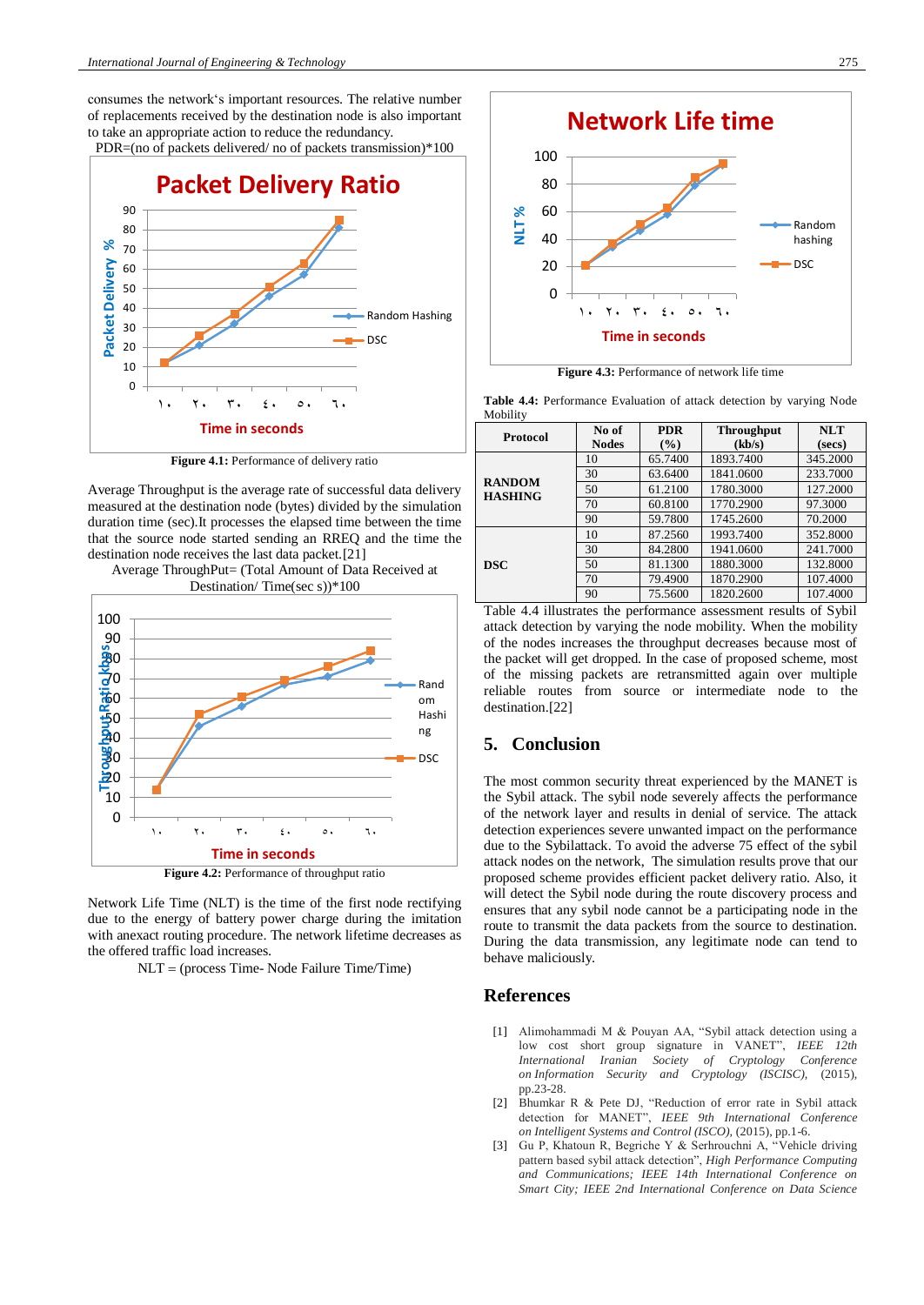consumes the network's important resources. The relative number of replacements received by the destination node is also important to take an appropriate action to reduce the redundancy.

PDR=(no of packets delivered/ no of packets transmission)*100

Figure 4.1: Performance of delivery ratio

Average Throughput is the average rate of successful data delivery measured at the destination node (bytes) divided by the simulation duration time (sec).It processes the elapsed time between the time that the source node started sending an RREQ and the time the destination node receives the last data packet.[21]

Average ThroughPut= (Total Amount of Data Received at Destination/ Time(sec s))*100

Figure 4.2: Performance of throughput ratio

Network Life Time (NLT) is the time of the first node rectifying due to the energy of battery power charge during the imitation with anexact routing procedure. The network lifetime decreases as the offered traffic load increases.

NLT = (process Time- Node Failure Time/Time)

Figure 4.3: Performance of network life time

**Table 4.4:** Performance Evaluation of attack detection by varying Node Mobility

| Protocol | No of Nodes | PDR (%) | Throughput (kb/s) | NLT (secs) |
|---|---|---|---|---|
| RANDOM HASHING | 10 | 65.7400 | 1893.7400 | 345.2000 |
| | 30 | 63.6400 | 1841.0600 | 233.7000 |
| | 50 | 61.2100 | 1780.3000 | 127.2000 |
| | 70 | 60.8100 | 1770.2900 | 97.3000 |
| | 90 | 59.7800 | 1745.2600 | 70.2000 |
| DSC | 10 | 87.2560 | 1993.7400 | 352.8000 |
| | 30 | 84.2800 | 1941.0600 | 241.7000 |
| | 50 | 81.1300 | 1880.3000 | 132.8000 |
| | 70 | 79.4900 | 1870.2900 | 107.4000 |
| | 90 | 75.5600 | 1820.2600 | 107.4000 |

Table 4.4 illustrates the performance assessment results of Sybil attack detection by varying the node mobility. When the mobility of the nodes increases the throughput decreases because most of the packet will get dropped. In the case of proposed scheme, most of the missing packets are retransmitted again over multiple reliable routes from source or intermediate node to the destination.[22]

## 5. Conclusion

The most common security threat experienced by the MANET is the Sybil attack. The sybil node severely affects the performance of the network layer and results in denial of service. The attack detection experiences severe unwanted impact on the performance due to the Sybilattack. To avoid the adverse 75 effect of the sybil attack nodes on the network, The simulation results prove that our proposed scheme provides efficient packet delivery ratio. Also, it will detect the Sybil node during the route discovery process and ensures that any sybil node cannot be a participating node in the route to transmit the data packets from the source to destination. During the data transmission, any legitimate node can tend to behave maliciously.

## References

[1] Alimohammadi M & Pouyan AA, "Sybil attack detection using a low cost short group signature in VANET", *IEEE 12th International Iranian Society of Cryptology Conference on Information Security and Cryptology (ISCISC),* (2015), pp.23-28.

[2] Bhumkar R & Pete DJ, "Reduction of error rate in Sybil attack detection for MANET", *IEEE 9th International Conference on Intelligent Systems and Control (ISCO),* (2015), pp.1-6.

[3] Gu P, Khatoun R, Begriche Y & Serhrouchni A, "Vehicle driving pattern based sybil attack detection", *High Performance Computing and Communications; IEEE 14th International Conference on Smart City; IEEE 2nd International Conference on Data Science*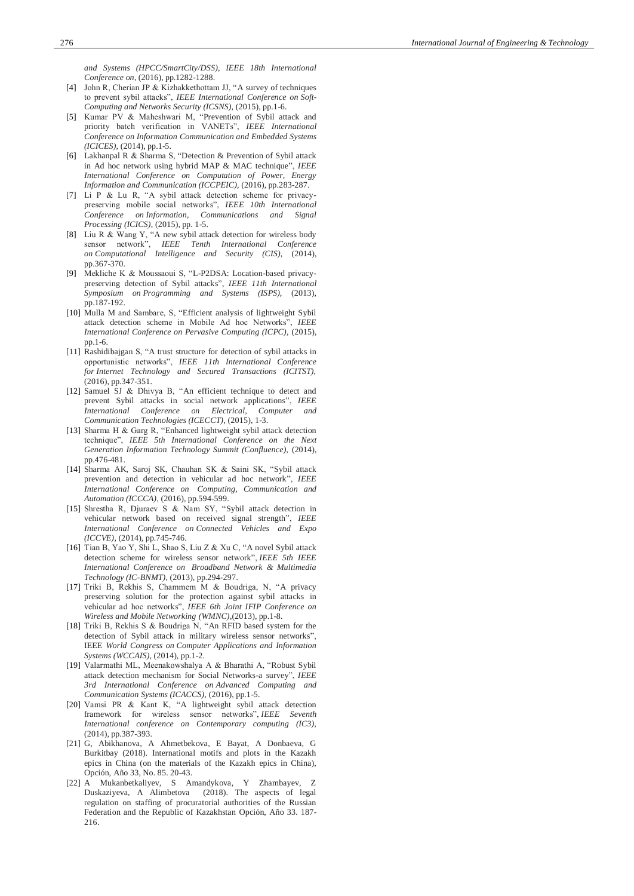*and Systems (HPCC/SmartCity/DSS), IEEE 18th International Conference on*, (2016), pp.1282-1288.

[4] John R, Cherian JP & Kizhakkethottam JJ, "A survey of techniques to prevent sybil attacks", *IEEE International Conference on Soft-Computing and Networks Security (ICSNS)*, (2015), pp.1-6.

[5] Kumar PV & Maheshwari M, "Prevention of Sybil attack and priority batch verification in VANETs", *IEEE International Conference on Information Communication and Embedded Systems (ICICES)*, (2014), pp.1-5.

[6] Lakhanpal R & Sharma S, "Detection & Prevention of Sybil attack in Ad hoc network using hybrid MAP & MAC technique", *IEEE International Conference on Computation of Power, Energy Information and Communication (ICCPEIC)*, (2016), pp.283-287.

[7] Li P & Lu R, "A sybil attack detection scheme for privacy-preserving mobile social networks", *IEEE 10th International Conference on Information, Communications and Signal Processing (ICICS)*, (2015), pp. 1-5.

[8] Liu R & Wang Y, "A new sybil attack detection for wireless body sensor network", *IEEE Tenth International Conference on Computational Intelligence and Security (CIS)*, (2014), pp.367-370.

[9] Mekliche K & Moussaoui S, "L-P2DSA: Location-based privacy-preserving detection of Sybil attacks", *IEEE 11th International Symposium on Programming and Systems (ISPS)*, (2013), pp.187-192.

[10] Mulla M and Sambare, S, "Efficient analysis of lightweight Sybil attack detection scheme in Mobile Ad hoc Networks", *IEEE International Conference on Pervasive Computing (ICPC)*, (2015), pp.1-6.

[11] Rashidibajgan S, "A trust structure for detection of sybil attacks in opportunistic networks", *IEEE 11th International Conference for Internet Technology and Secured Transactions (ICITST)*, (2016), pp.347-351.

[12] Samuel SJ & Dhivya B, "An efficient technique to detect and prevent Sybil attacks in social network applications", *IEEE International Conference on Electrical, Computer and Communication Technologies (ICECCT)*, (2015), 1-3.

[13] Sharma H & Garg R, "Enhanced lightweight sybil attack detection technique", *IEEE 5th International Conference on the Next Generation Information Technology Summit (Confluence)*, (2014), pp.476-481.

[14] Sharma AK, Saroj SK, Chauhan SK & Saini SK, "Sybil attack prevention and detection in vehicular ad hoc network", *IEEE International Conference on Computing, Communication and Automation (ICCCA)*, (2016), pp.594-599.

[15] Shrestha R, Djuraev S & Nam SY, "Sybil attack detection in vehicular network based on received signal strength", *IEEE International Conference on Connected Vehicles and Expo (ICCVE)*, (2014), pp.745-746.

[16] Tian B, Yao Y, Shi L, Shao S, Liu Z & Xu C, "A novel Sybil attack detection scheme for wireless sensor network", *IEEE 5th IEEE International Conference on Broadband Network & Multimedia Technology (IC-BNMT)*, (2013), pp.294-297.

[17] Triki B, Rekhis S, Chammem M & Boudriga, N, "A privacy preserving solution for the protection against sybil attacks in vehicular ad hoc networks", *IEEE 6th Joint IFIP Conference on Wireless and Mobile Networking (WMNC)*,(2013), pp.1-8.

[18] Triki B, Rekhis S & Boudriga N, "An RFID based system for the detection of Sybil attack in military wireless sensor networks", IEEE *World Congress on Computer Applications and Information Systems (WCCAIS)*, (2014), pp.1-2.

[19] Valarmathi ML, Meenakowshalya A & Bharathi A, "Robust Sybil attack detection mechanism for Social Networks-a survey", *IEEE 3rd International Conference on Advanced Computing and Communication Systems (ICACCS)*, (2016), pp.1-5.

[20] Vamsi PR & Kant K, "A lightweight sybil attack detection framework for wireless sensor networks", *IEEE Seventh International conference on Contemporary computing (IC3)*, (2014), pp.387-393.

[21] G, Abikhanova, A Ahmetbekova, E Bayat, A Donbaeva, G Burkitbay (2018). International motifs and plots in the Kazakh epics in China (on the materials of the Kazakh epics in China), Opción, Año 33, No. 85. 20-43.

[22] A Mukanbetkaliyev, S Amandykova, Y Zhambayev, Z Duskaziyeva, A Alimbetova (2018). The aspects of legal regulation on staffing of procuratorial authorities of the Russian Federation and the Republic of Kazakhstan Opción, Año 33. 187-216.